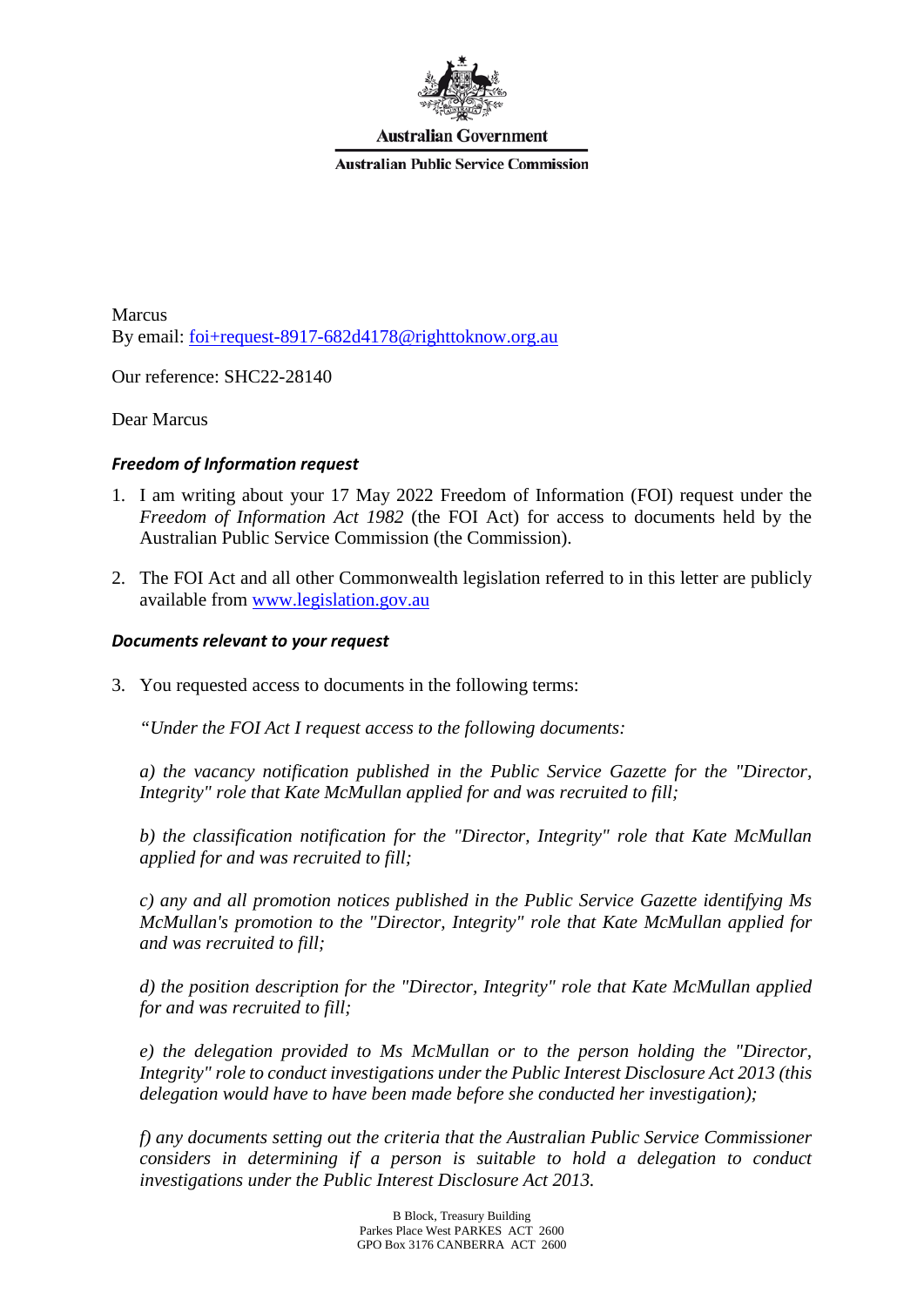Australian Government

Australian Public Service Commission

Marcus
By email: foi+request-8917-682d4178@righttoknow.org.au

Our reference: SHC22-28140

Dear Marcus

### *Freedom of Information request*

1. I am writing about your 17 May 2022 Freedom of Information (FOI) request under the *Freedom of Information Act 1982* (the FOI Act) for access to documents held by the Australian Public Service Commission (the Commission).

2. The FOI Act and all other Commonwealth legislation referred to in this letter are publicly available from www.legislation.gov.au

### *Documents relevant to your request*

3. You requested access to documents in the following terms:

   *"Under the FOI Act I request access to the following documents:*

   *a) the vacancy notification published in the Public Service Gazette for the "Director, Integrity" role that Kate McMullan applied for and was recruited to fill;*

   *b) the classification notification for the "Director, Integrity" role that Kate McMullan applied for and was recruited to fill;*

   *c) any and all promotion notices published in the Public Service Gazette identifying Ms McMullan's promotion to the "Director, Integrity" role that Kate McMullan applied for and was recruited to fill;*

   *d) the position description for the "Director, Integrity" role that Kate McMullan applied for and was recruited to fill;*

   *e) the delegation provided to Ms McMullan or to the person holding the "Director, Integrity" role to conduct investigations under the Public Interest Disclosure Act 2013 (this delegation would have to have been made before she conducted her investigation);*

   *f) any documents setting out the criteria that the Australian Public Service Commissioner considers in determining if a person is suitable to hold a delegation to conduct investigations under the Public Interest Disclosure Act 2013.*

B Block, Treasury Building
Parkes Place West PARKES ACT 2600
GPO Box 3176 CANBERRA ACT 2600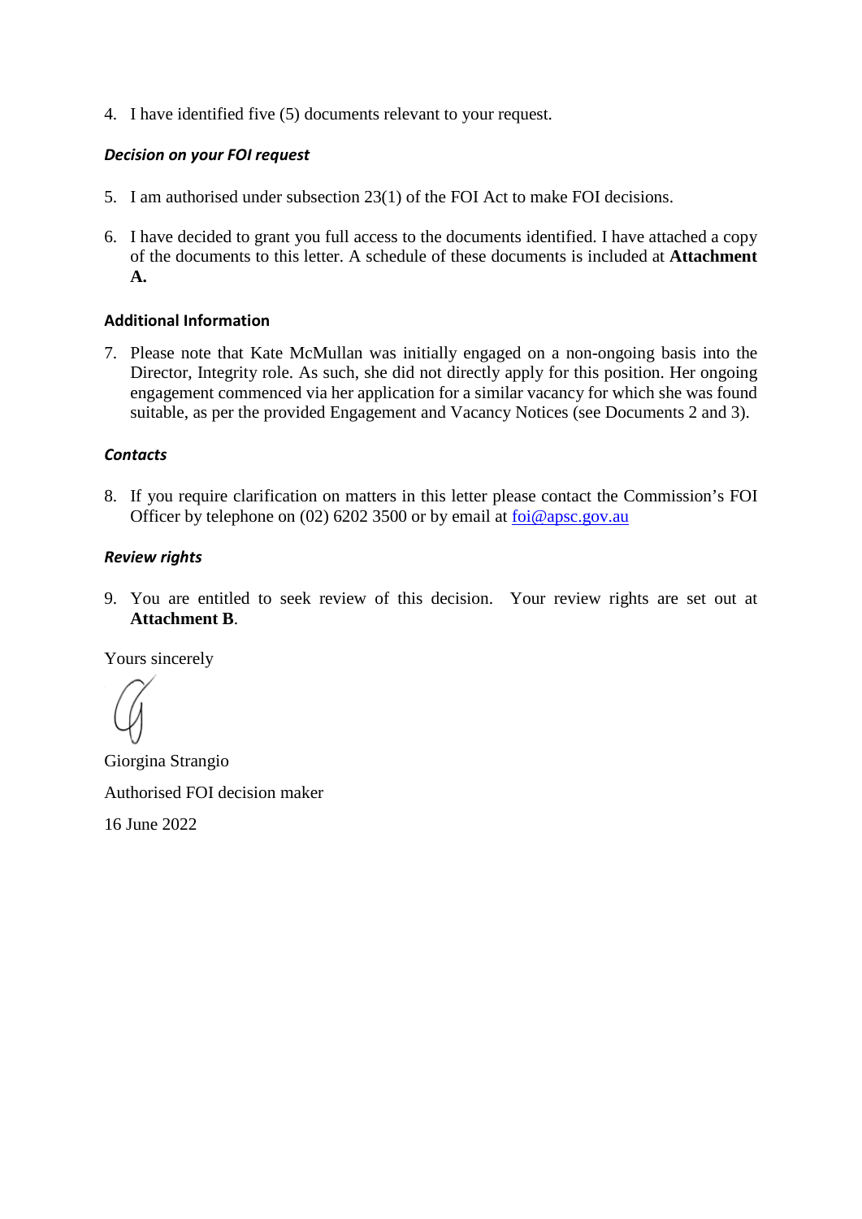4. I have identified five (5) documents relevant to your request.

### *Decision on your FOI request*

5. I am authorised under subsection 23(1) of the FOI Act to make FOI decisions.

6. I have decided to grant you full access to the documents identified. I have attached a copy of the documents to this letter. A schedule of these documents is included at **Attachment A.**

### Additional Information

7. Please note that Kate McMullan was initially engaged on a non-ongoing basis into the Director, Integrity role. As such, she did not directly apply for this position. Her ongoing engagement commenced via her application for a similar vacancy for which she was found suitable, as per the provided Engagement and Vacancy Notices (see Documents 2 and 3).

### *Contacts*

8. If you require clarification on matters in this letter please contact the Commission's FOI Officer by telephone on (02) 6202 3500 or by email at foi@apsc.gov.au

### *Review rights*

9. You are entitled to seek review of this decision. Your review rights are set out at **Attachment B**.

Yours sincerely

Giorgina Strangio

Authorised FOI decision maker

16 June 2022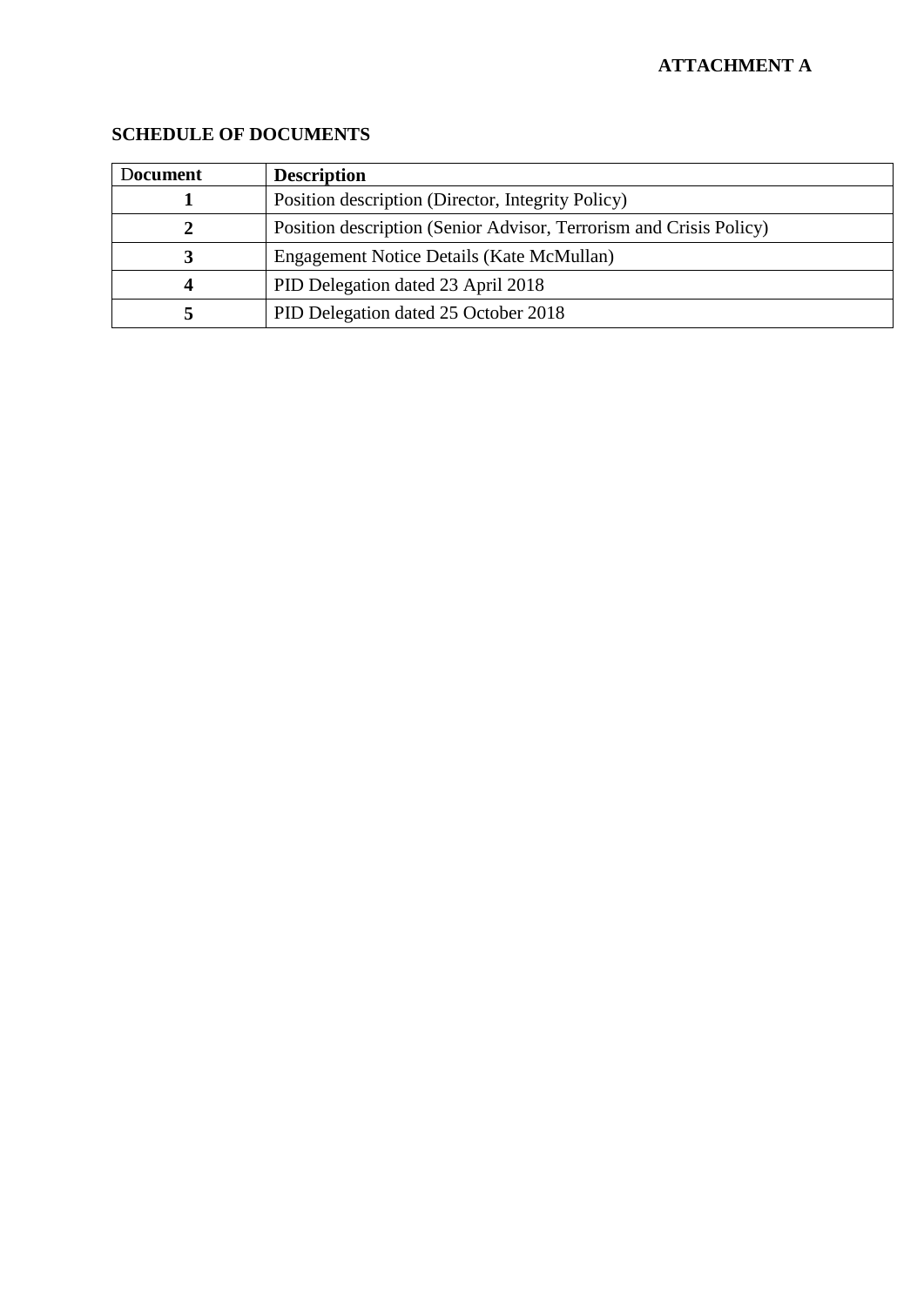**ATTACHMENT A**

## SCHEDULE OF DOCUMENTS

| Document | Description |
|---|---|
| **1** | Position description (Director, Integrity Policy) |
| **2** | Position description (Senior Advisor, Terrorism and Crisis Policy) |
| **3** | Engagement Notice Details (Kate McMullan) |
| **4** | PID Delegation dated 23 April 2018 |
| **5** | PID Delegation dated 25 October 2018 |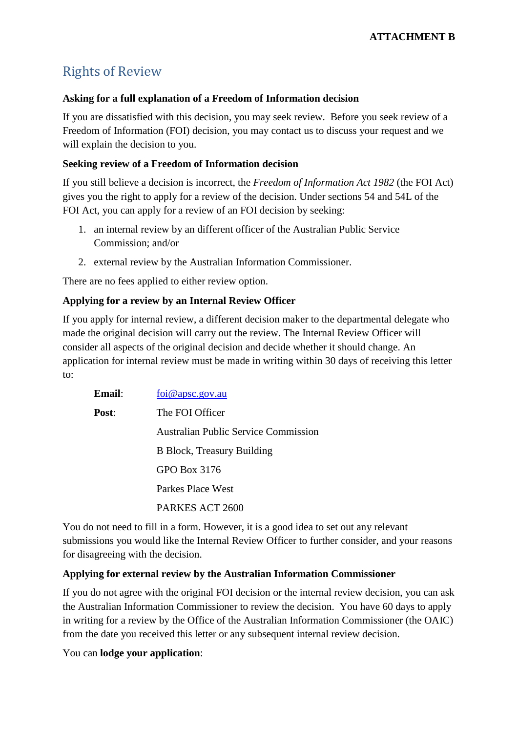**ATTACHMENT B**

# Rights of Review

**Asking for a full explanation of a Freedom of Information decision**

If you are dissatisfied with this decision, you may seek review. Before you seek review of a Freedom of Information (FOI) decision, you may contact us to discuss your request and we will explain the decision to you.

**Seeking review of a Freedom of Information decision**

If you still believe a decision is incorrect, the *Freedom of Information Act 1982* (the FOI Act) gives you the right to apply for a review of the decision. Under sections 54 and 54L of the FOI Act, you can apply for a review of an FOI decision by seeking:

1. an internal review by an different officer of the Australian Public Service Commission; and/or
2. external review by the Australian Information Commissioner.

There are no fees applied to either review option.

**Applying for a review by an Internal Review Officer**

If you apply for internal review, a different decision maker to the departmental delegate who made the original decision will carry out the review. The Internal Review Officer will consider all aspects of the original decision and decide whether it should change. An application for internal review must be made in writing within 30 days of receiving this letter to:

**Email**: foi@apsc.gov.au

**Post**: The FOI Officer
Australian Public Service Commission
B Block, Treasury Building
GPO Box 3176
Parkes Place West
PARKES ACT 2600

You do not need to fill in a form. However, it is a good idea to set out any relevant submissions you would like the Internal Review Officer to further consider, and your reasons for disagreeing with the decision.

**Applying for external review by the Australian Information Commissioner**

If you do not agree with the original FOI decision or the internal review decision, you can ask the Australian Information Commissioner to review the decision. You have 60 days to apply in writing for a review by the Office of the Australian Information Commissioner (the OAIC) from the date you received this letter or any subsequent internal review decision.

You can **lodge your application**: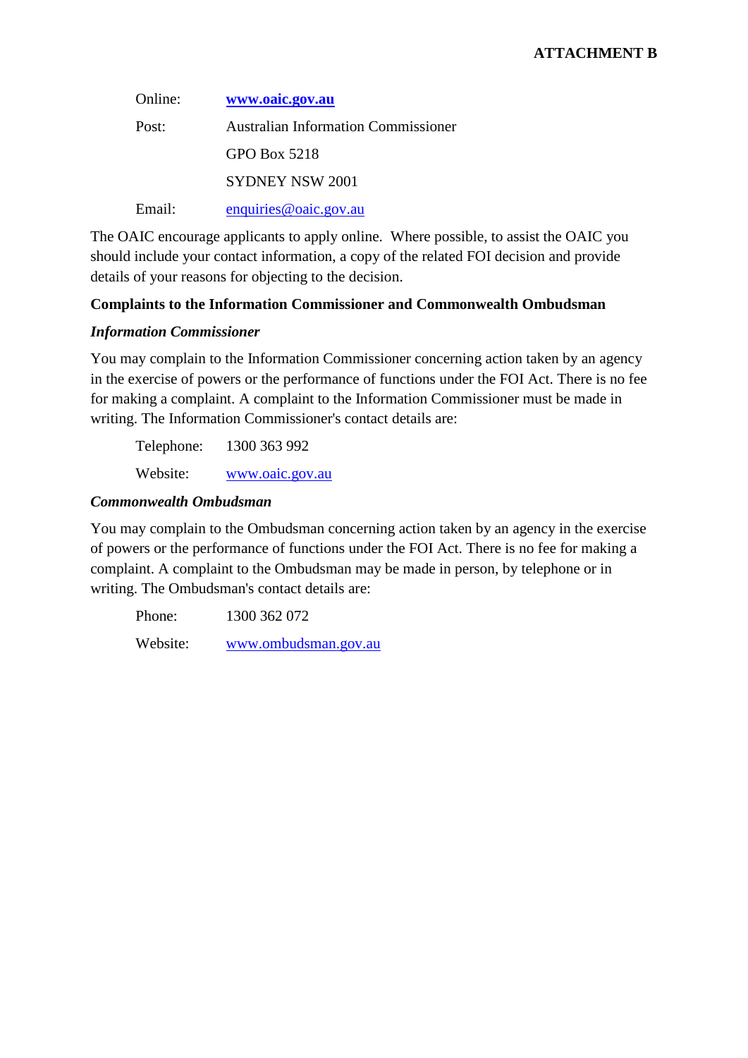**ATTACHMENT B**

| | |
|---|---|
| Online: | **www.oaic.gov.au** |
| Post: | Australian Information Commissioner |
| | GPO Box 5218 |
| | SYDNEY NSW 2001 |
| Email: | enquiries@oaic.gov.au |

The OAIC encourage applicants to apply online. Where possible, to assist the OAIC you should include your contact information, a copy of the related FOI decision and provide details of your reasons for objecting to the decision.

**Complaints to the Information Commissioner and Commonwealth Ombudsman**

***Information Commissioner***

You may complain to the Information Commissioner concerning action taken by an agency in the exercise of powers or the performance of functions under the FOI Act. There is no fee for making a complaint. A complaint to the Information Commissioner must be made in writing. The Information Commissioner's contact details are:

| | |
|---|---|
| Telephone: | 1300 363 992 |
| Website: | www.oaic.gov.au |

***Commonwealth Ombudsman***

You may complain to the Ombudsman concerning action taken by an agency in the exercise of powers or the performance of functions under the FOI Act. There is no fee for making a complaint. A complaint to the Ombudsman may be made in person, by telephone or in writing. The Ombudsman's contact details are:

| | |
|---|---|
| Phone: | 1300 362 072 |
| Website: | www.ombudsman.gov.au |